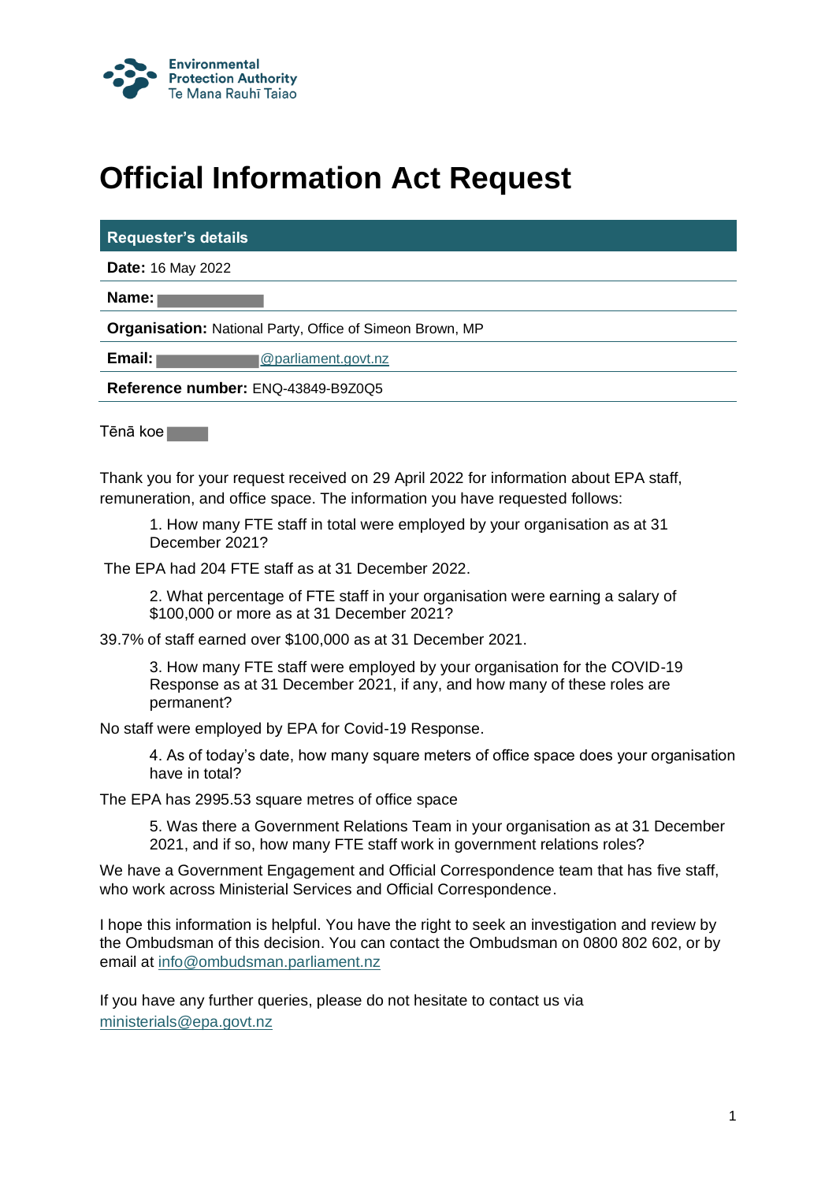Environmental Protection Authority
Te Mana Rauhī Taiao

# Official Information Act Request

| Requester's details |
| --- |
| **Date:** 16 May 2022 |
| **Name:** |
| **Organisation:** National Party, Office of Simeon Brown, MP |
| **Email:** @parliament.govt.nz |
| **Reference number:** ENQ-43849-B9Z0Q5 |

Tēnā koe

Thank you for your request received on 29 April 2022 for information about EPA staff, remuneration, and office space. The information you have requested follows:

> 1. How many FTE staff in total were employed by your organisation as at 31 December 2021?

The EPA had 204 FTE staff as at 31 December 2022.

> 2. What percentage of FTE staff in your organisation were earning a salary of $100,000 or more as at 31 December 2021?

39.7% of staff earned over $100,000 as at 31 December 2021.

> 3. How many FTE staff were employed by your organisation for the COVID-19 Response as at 31 December 2021, if any, and how many of these roles are permanent?

No staff were employed by EPA for Covid-19 Response.

> 4. As of today's date, how many square meters of office space does your organisation have in total?

The EPA has 2995.53 square metres of office space

> 5. Was there a Government Relations Team in your organisation as at 31 December 2021, and if so, how many FTE staff work in government relations roles?

We have a Government Engagement and Official Correspondence team that has five staff, who work across Ministerial Services and Official Correspondence.

I hope this information is helpful. You have the right to seek an investigation and review by the Ombudsman of this decision. You can contact the Ombudsman on 0800 802 602, or by email at info@ombudsman.parliament.nz

If you have any further queries, please do not hesitate to contact us via ministerials@epa.govt.nz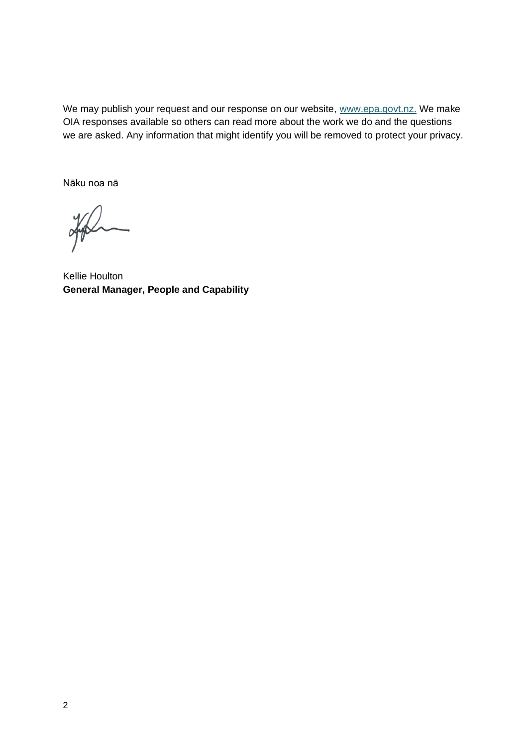We may publish your request and our response on our website, [www.epa.govt.nz.](http://www.epa.govt.nz) We make OIA responses available so others can read more about the work we do and the questions we are asked. Any information that might identify you will be removed to protect your privacy.

Nāku noa nā

Kellie Houlton
**General Manager, People and Capability**